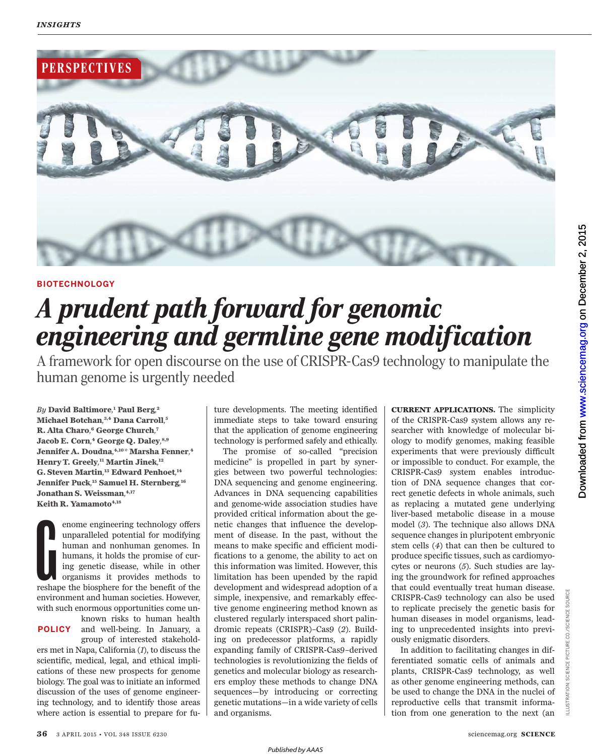PERSPECTIVES

BIOTECHNOLOGY

# *A prudent path forward for genomic engineering and germline gene modification*

A framework for open discourse on the use of CRISPR-Cas9 technology to manipulate the human genome is urgently needed

*By* **David Baltimore,**[1] **Paul Berg,**[2] **Michael Botchan,**[3,4] **Dana Carroll,**[5] **R. Alta Charo,**[6] **George Church,**[7] **Jacob E. Corn,**[4] **George Q. Daley,**[8,9] **Jennifer A. Doudna,**[4,10]* **Marsha Fenner,**[4] **Henry T. Greely,**[11] **Martin Jinek,**[12] **G. Steven Martin,**[13] **Edward Penhoet,**[14] **Jennifer Puck,**[15] **Samuel H. Sternberg,**[16] **Jonathan S. Weissman,**[4,17] **Keith R. Yamamoto**[4,18]

POLICY

Genome engineering technology offers unparalleled potential for modifying human and nonhuman genomes. In humans, it holds the promise of curing genetic disease, while in other organisms it provides methods to reshape the biosphere for the benefit of the environment and human societies. However, with such enormous opportunities come unknown risks to human health and well-being. In January, a group of interested stakeholders met in Napa, California (*1*), to discuss the scientific, medical, legal, and ethical implications of these new prospects for genome biology. The goal was to initiate an informed discussion of the uses of genome engineering technology, and to identify those areas where action is essential to prepare for future developments. The meeting identified immediate steps to take toward ensuring that the application of genome engineering technology is performed safely and ethically.

The promise of so-called "precision medicine" is propelled in part by synergies between two powerful technologies: DNA sequencing and genome engineering. Advances in DNA sequencing capabilities and genome-wide association studies have provided critical information about the genetic changes that influence the development of disease. In the past, without the means to make specific and efficient modifications to a genome, the ability to act on this information was limited. However, this limitation has been upended by the rapid development and widespread adoption of a simple, inexpensive, and remarkably effective genome engineering method known as clustered regularly interspaced short palindromic repeats (CRISPR)–Cas9 (*2*). Building on predecessor platforms, a rapidly expanding family of CRISPR-Cas9–derived technologies is revolutionizing the fields of genetics and molecular biology as researchers employ these methods to change DNA sequences—by introducing or correcting genetic mutations—in a wide variety of cells and organisms.

**CURRENT APPLICATIONS.** The simplicity of the CRISPR-Cas9 system allows any researcher with knowledge of molecular biology to modify genomes, making feasible experiments that were previously difficult or impossible to conduct. For example, the CRISPR-Cas9 system enables introduction of DNA sequence changes that correct genetic defects in whole animals, such as replacing a mutated gene underlying liver-based metabolic disease in a mouse model (*3*). The technique also allows DNA sequence changes in pluripotent embryonic stem cells (*4*) that can then be cultured to produce specific tissues, such as cardiomyocytes or neurons (*5*). Such studies are laying the groundwork for refined approaches that could eventually treat human disease. CRISPR-Cas9 technology can also be used to replicate precisely the genetic basis for human diseases in model organisms, leading to unprecedented insights into previously enigmatic disorders.

In addition to facilitating changes in differentiated somatic cells of animals and plants, CRISPR-Cas9 technology, as well as other genome engineering methods, can be used to change the DNA in the nuclei of reproductive cells that transmit information from one generation to the next (an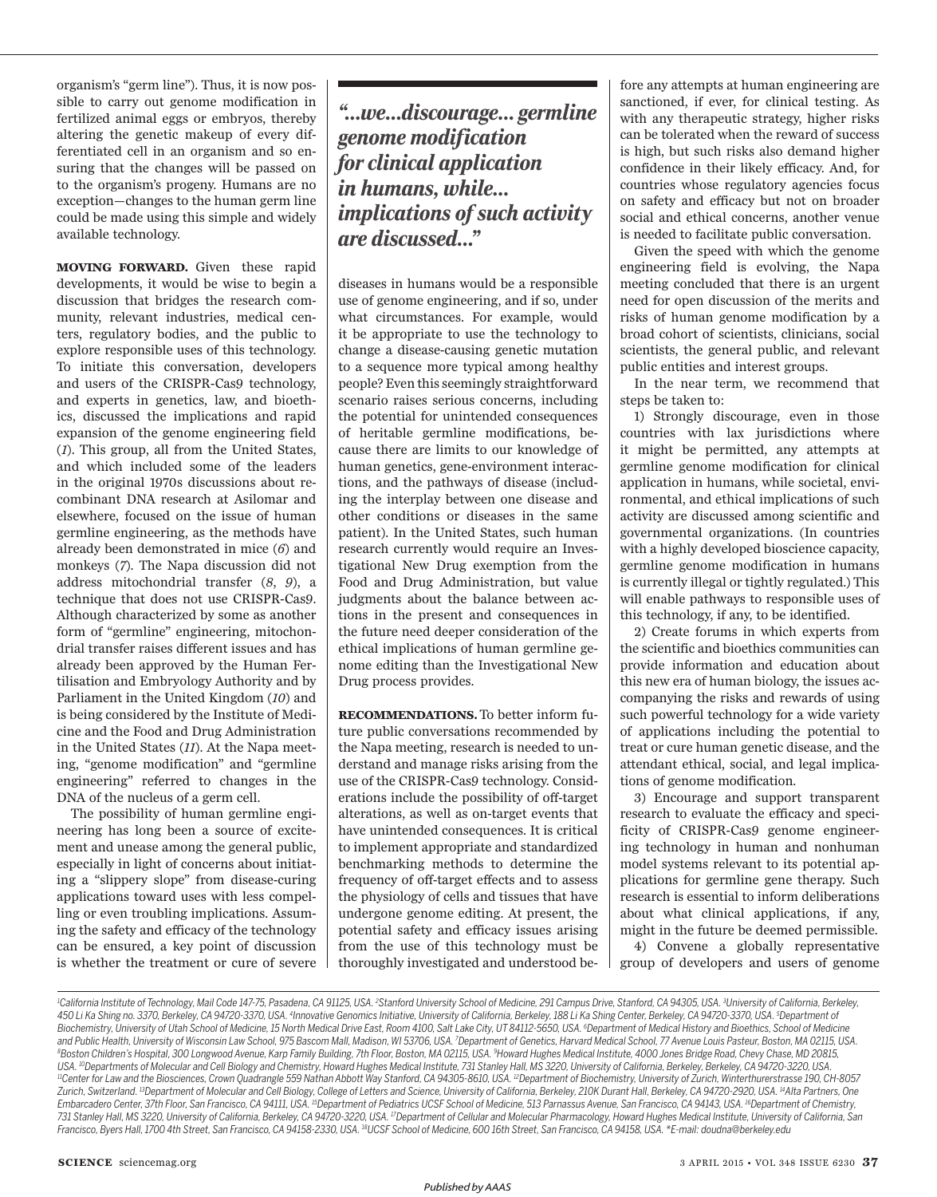organism's "germ line"). Thus, it is now possible to carry out genome modification in fertilized animal eggs or embryos, thereby altering the genetic makeup of every differentiated cell in an organism and so ensuring that the changes will be passed on to the organism's progeny. Humans are no exception—changes to the human germ line could be made using this simple and widely available technology.

**MOVING FORWARD.** Given these rapid developments, it would be wise to begin a discussion that bridges the research community, relevant industries, medical centers, regulatory bodies, and the public to explore responsible uses of this technology. To initiate this conversation, developers and users of the CRISPR-Cas9 technology, and experts in genetics, law, and bioethics, discussed the implications and rapid expansion of the genome engineering field (*1*). This group, all from the United States, and which included some of the leaders in the original 1970s discussions about recombinant DNA research at Asilomar and elsewhere, focused on the issue of human germline engineering, as the methods have already been demonstrated in mice (*6*) and monkeys (*7*). The Napa discussion did not address mitochondrial transfer (*8*, *9*), a technique that does not use CRISPR-Cas9. Although characterized by some as another form of "germline" engineering, mitochondrial transfer raises different issues and has already been approved by the Human Fertilisation and Embryology Authority and by Parliament in the United Kingdom (*10*) and is being considered by the Institute of Medicine and the Food and Drug Administration in the United States (*11*). At the Napa meeting, "genome modification" and "germline engineering" referred to changes in the DNA of the nucleus of a germ cell.

The possibility of human germline engineering has long been a source of excitement and unease among the general public, especially in light of concerns about initiating a "slippery slope" from disease-curing applications toward uses with less compelling or even troubling implications. Assuming the safety and efficacy of the technology can be ensured, a key point of discussion is whether the treatment or cure of severe diseases in humans would be a responsible use of genome engineering, and if so, under what circumstances. For example, would it be appropriate to use the technology to change a disease-causing genetic mutation to a sequence more typical among healthy people? Even this seemingly straightforward scenario raises serious concerns, including the potential for unintended consequences of heritable germline modifications, because there are limits to our knowledge of human genetics, gene-environment interactions, and the pathways of disease (including the interplay between one disease and other conditions or diseases in the same patient). In the United States, such human research currently would require an Investigational New Drug exemption from the Food and Drug Administration, but value judgments about the balance between actions in the present and consequences in the future need deeper consideration of the ethical implications of human germline genome editing than the Investigational New Drug process provides.

> ***"...we...discourage... germline genome modification for clinical application in humans, while... implications of such activity are discussed..."***

**RECOMMENDATIONS.** To better inform future public conversations recommended by the Napa meeting, research is needed to understand and manage risks arising from the use of the CRISPR-Cas9 technology. Considerations include the possibility of off-target alterations, as well as on-target events that have unintended consequences. It is critical to implement appropriate and standardized benchmarking methods to determine the frequency of off-target effects and to assess the physiology of cells and tissues that have undergone genome editing. At present, the potential safety and efficacy issues arising from the use of this technology must be thoroughly investigated and understood before any attempts at human engineering are sanctioned, if ever, for clinical testing. As with any therapeutic strategy, higher risks can be tolerated when the reward of success is high, but such risks also demand higher confidence in their likely efficacy. And, for countries whose regulatory agencies focus on safety and efficacy but not on broader social and ethical concerns, another venue is needed to facilitate public conversation.

Given the speed with which the genome engineering field is evolving, the Napa meeting concluded that there is an urgent need for open discussion of the merits and risks of human genome modification by a broad cohort of scientists, clinicians, social scientists, the general public, and relevant public entities and interest groups.

In the near term, we recommend that steps be taken to:

1) Strongly discourage, even in those countries with lax jurisdictions where it might be permitted, any attempts at germline genome modification for clinical application in humans, while societal, environmental, and ethical implications of such activity are discussed among scientific and governmental organizations. (In countries with a highly developed bioscience capacity, germline genome modification in humans is currently illegal or tightly regulated.) This will enable pathways to responsible uses of this technology, if any, to be identified.

2) Create forums in which experts from the scientific and bioethics communities can provide information and education about this new era of human biology, the issues accompanying the risks and rewards of using such powerful technology for a wide variety of applications including the potential to treat or cure human genetic disease, and the attendant ethical, social, and legal implications of genome modification.

3) Encourage and support transparent research to evaluate the efficacy and specificity of CRISPR-Cas9 genome engineering technology in human and nonhuman model systems relevant to its potential applications for germline gene therapy. Such research is essential to inform deliberations about what clinical applications, if any, might in the future be deemed permissible.

4) Convene a globally representative group of developers and users of genome

[1]California Institute of Technology, Mail Code 147-75, Pasadena, CA 91125, USA. [2]Stanford University School of Medicine, 291 Campus Drive, Stanford, CA 94305, USA. [3]University of California, Berkeley, 450 Li Ka Shing no. 3370, Berkeley, CA 94720-3370, USA. [4]Innovative Genomics Initiative, University of California, Berkeley, 188 Li Ka Shing Center, Berkeley, CA 94720-3370, USA. [5]Department of Biochemistry, University of Utah School of Medicine, 15 North Medical Drive East, Room 4100, Salt Lake City, UT 84112-5650, USA. [6]Department of Medical History and Bioethics, School of Medicine and Public Health, University of Wisconsin Law School, 975 Bascom Mall, Madison, WI 53706, USA. [7]Department of Genetics, Harvard Medical School, 77 Avenue Louis Pasteur, Boston, MA 02115, USA. [8]Boston Children's Hospital, 300 Longwood Avenue, Karp Family Building, 7th Floor, Boston, MA 02115, USA. [9]Howard Hughes Medical Institute, 4000 Jones Bridge Road, Chevy Chase, MD 20815, USA. [10]Departments of Molecular and Cell Biology and Chemistry, Howard Hughes Medical Institute, 731 Stanley Hall, MS 3220, University of California, Berkeley, Berkeley, CA 94720-3220, USA. [11]Center for Law and the Biosciences, Crown Quadrangle 559 Nathan Abbott Way Stanford, CA 94305-8610, USA. [12]Department of Biochemistry, University of Zurich, Winterthurerstrasse 190, CH-8057 Zurich, Switzerland. [13]Department of Molecular and Cell Biology, College of Letters and Science, University of California, Berkeley, 210K Durant Hall, Berkeley, CA 94720-2920, USA. [14]Alta Partners, One Embarcadero Center, 37th Floor, San Francisco, CA 94111, USA. [15]Department of Pediatrics UCSF School of Medicine, 513 Parnassus Avenue, San Francisco, CA 94143, USA. [16]Department of Chemistry, 731 Stanley Hall, MS 3220, University of California, Berkeley, CA 94720-3220, USA. [17]Department of Cellular and Molecular Pharmacology, Howard Hughes Medical Institute, University of California, San Francisco, Byers Hall, 1700 4th Street, San Francisco, CA 94158-2330, USA. [18]UCSF School of Medicine, 600 16th Street, San Francisco, CA 94158, USA. *E-mail: doudna@berkeley.edu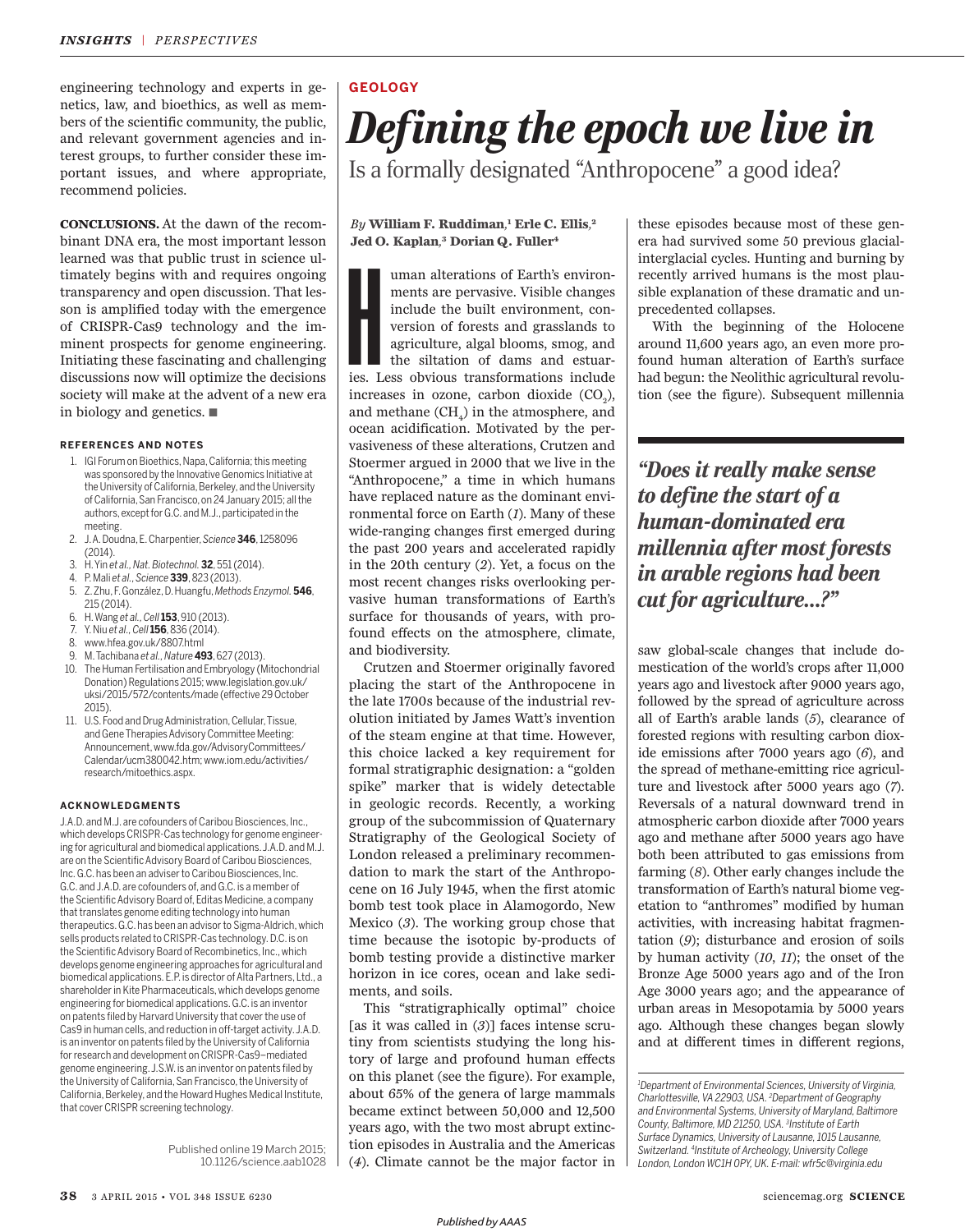engineering technology and experts in genetics, law, and bioethics, as well as members of the scientific community, the public, and relevant government agencies and interest groups, to further consider these important issues, and where appropriate, recommend policies.

**CONCLUSIONS.** At the dawn of the recombinant DNA era, the most important lesson learned was that public trust in science ultimately begins with and requires ongoing transparency and open discussion. That lesson is amplified today with the emergence of CRISPR-Cas9 technology and the imminent prospects for genome engineering. Initiating these fascinating and challenging discussions now will optimize the decisions society will make at the advent of a new era in biology and genetics. ■

### REFERENCES AND NOTES

1. IGI Forum on Bioethics, Napa, California; this meeting was sponsored by the Innovative Genomics Initiative at the University of California, Berkeley, and the University of California, San Francisco, on 24 January 2015; all the authors, except for G.C. and M.J., participated in the meeting.
2. J. A. Doudna, E. Charpentier, *Science* **346**, 1258096 (2014).
3. H. Yin *et al., Nat. Biotechnol.* **32**, 551 (2014).
4. P. Mali *et al., Science* **339**, 823 (2013).
5. Z. Zhu, F. González, D. Huangfu, *Methods Enzymol.* **546**, 215 (2014).
6. H. Wang *et al., Cell* **153**, 910 (2013).
7. Y. Niu *et al., Cell* **156**, 836 (2014).
8. www.hfea.gov.uk/8807.html
9. M. Tachibana *et al., Nature* **493**, 627 (2013).
10. The Human Fertilisation and Embryology (Mitochondrial Donation) Regulations 2015; www.legislation.gov.uk/uksi/2015/572/contents/made (effective 29 October 2015).
11. U.S. Food and Drug Administration, Cellular, Tissue, and Gene Therapies Advisory Committee Meeting: Announcement, www.fda.gov/AdvisoryCommittees/Calendar/ucm380042.htm; www.iom.edu/activities/research/mitoethics.aspx.

### ACKNOWLEDGMENTS

J.A.D. and M.J. are cofounders of Caribou Biosciences, Inc., which develops CRISPR-Cas technology for genome engineering for agricultural and biomedical applications. J.A.D. and M.J. are on the Scientific Advisory Board of Caribou Biosciences, Inc. G.C. has been an adviser to Caribou Biosciences, Inc. G.C. and J.A.D. are cofounders of, and G.C. is a member of the Scientific Advisory Board of, Editas Medicine, a company that translates genome editing technology into human therapeutics. G.C. has been an advisor to Sigma-Aldrich, which sells products related to CRISPR-Cas technology. D.C. is on the Scientific Advisory Board of Recombinetics, Inc., which develops genome engineering approaches for agricultural and biomedical applications. E.P. is director of Alta Partners, Ltd., a shareholder in Kite Pharmaceuticals, which develops genome engineering for biomedical applications. G.C. is an inventor on patents filed by Harvard University that cover the use of Cas9 in human cells, and reduction in off-target activity. J.A.D. is an inventor on patents filed by the University of California for research and development on CRISPR-Cas9–mediated genome engineering. J.S.W. is an inventor on patents filed by the University of California, San Francisco, the University of California, Berkeley, and the Howard Hughes Medical Institute, that cover CRISPR screening technology.

Published online 19 March 2015; 10.1126/science.aab1028

**GEOLOGY**

# *Defining the epoch we live in*

## Is a formally designated "Anthropocene" a good idea?

*By* **William F. Ruddiman**,[1] **Erle C. Ellis**,[2] **Jed O. Kaplan**,[3] **Dorian Q. Fuller**[4]

Human alterations of Earth's environments are pervasive. Visible changes include the built environment, conversion of forests and grasslands to agriculture, algal blooms, smog, and the siltation of dams and estuaries. Less obvious transformations include increases in ozone, carbon dioxide ($CO_2$), and methane ($CH_4$) in the atmosphere, and ocean acidification. Motivated by the pervasiveness of these alterations, Crutzen and Stoermer argued in 2000 that we live in the "Anthropocene," a time in which humans have replaced nature as the dominant environmental force on Earth (*1*). Many of these wide-ranging changes first emerged during the past 200 years and accelerated rapidly in the 20th century (*2*). Yet, a focus on the most recent changes risks overlooking pervasive human transformations of Earth's surface for thousands of years, with profound effects on the atmosphere, climate, and biodiversity.

Crutzen and Stoermer originally favored placing the start of the Anthropocene in the late 1700s because of the industrial revolution initiated by James Watt's invention of the steam engine at that time. However, this choice lacked a key requirement for formal stratigraphic designation: a "golden spike" marker that is widely detectable in geologic records. Recently, a working group of the subcommission of Quaternary Stratigraphy of the Geological Society of London released a preliminary recommendation to mark the start of the Anthropocene on 16 July 1945, when the first atomic bomb test took place in Alamogordo, New Mexico (*3*). The working group chose that time because the isotopic by-products of bomb testing provide a distinctive marker horizon in ice cores, ocean and lake sediments, and soils.

This "stratigraphically optimal" choice [as it was called in (*3*)] faces intense scrutiny from scientists studying the long history of large and profound human effects on this planet (see the figure). For example, about 65% of the genera of large mammals became extinct between 50,000 and 12,500 years ago, with the two most abrupt extinction episodes in Australia and the Americas (*4*). Climate cannot be the major factor in these episodes because most of these genera had survived some 50 previous glacial-interglacial cycles. Hunting and burning by recently arrived humans is the most plausible explanation of these dramatic and unprecedented collapses.

With the beginning of the Holocene around 11,600 years ago, an even more profound human alteration of Earth's surface had begun: the Neolithic agricultural revolution (see the figure). Subsequent millennia saw global-scale changes that include domestication of the world's crops after 11,000 years ago and livestock after 9000 years ago, followed by the spread of agriculture across all of Earth's arable lands (*5*), clearance of forested regions with resulting carbon dioxide emissions after 7000 years ago (*6*), and the spread of methane-emitting rice agriculture and livestock after 5000 years ago (*7*). Reversals of a natural downward trend in atmospheric carbon dioxide after 7000 years ago and methane after 5000 years ago have both been attributed to gas emissions from farming (*8*). Other early changes include the transformation of Earth's natural biome vegetation to "anthromes" modified by human activities, with increasing habitat fragmentation (*9*); disturbance and erosion of soils by human activity (*10*, *11*); the onset of the Bronze Age 5000 years ago and of the Iron Age 3000 years ago; and the appearance of urban areas in Mesopotamia by 5000 years ago. Although these changes began slowly and at different times in different regions,

> ***"Does it really make sense to define the start of a human-dominated era millennia after most forests in arable regions had been cut for agriculture...?"***

[1]Department of Environmental Sciences, University of Virginia, Charlottesville, VA 22903, USA. [2]Department of Geography and Environmental Systems, University of Maryland, Baltimore County, Baltimore, MD 21250, USA. [3]Institute of Earth Surface Dynamics, University of Lausanne, 1015 Lausanne, Switzerland. [4]Institute of Archeology, University College London, London WC1H 0PY, UK. E-mail: wfr5c@virginia.edu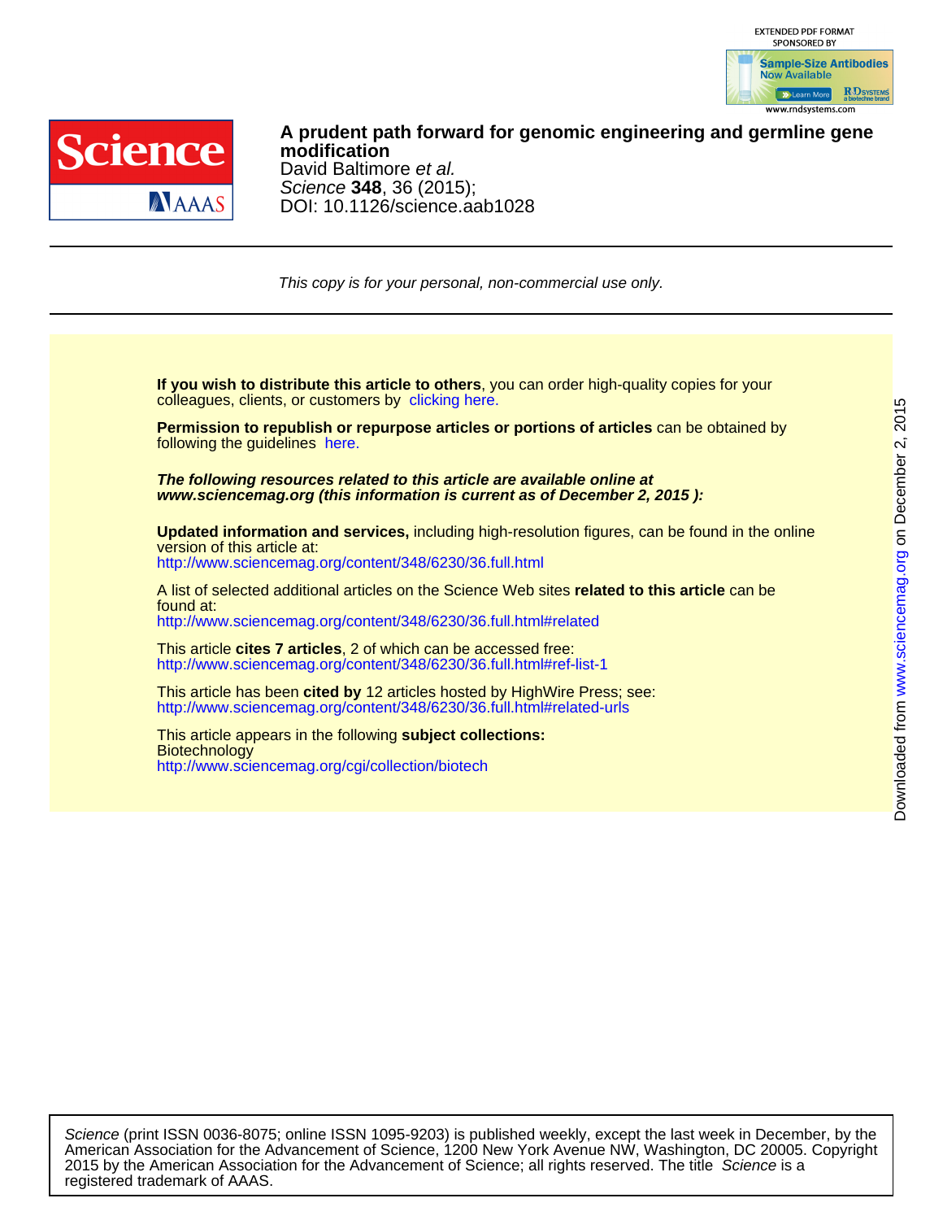# A prudent path forward for genomic engineering and germline gene modification

David Baltimore *et al.*
*Science* **348**, 36 (2015);
DOI: 10.1126/science.aab1028

*This copy is for your personal, non-commercial use only.*

**If you wish to distribute this article to others**, you can order high-quality copies for your colleagues, clients, or customers by clicking here.

**Permission to republish or repurpose articles or portions of articles** can be obtained by following the guidelines here.

***The following resources related to this article are available online at www.sciencemag.org (this information is current as of December 2, 2015 ):***

**Updated information and services,** including high-resolution figures, can be found in the online version of this article at:
http://www.sciencemag.org/content/348/6230/36.full.html

A list of selected additional articles on the Science Web sites **related to this article** can be found at:
http://www.sciencemag.org/content/348/6230/36.full.html#related

This article **cites 7 articles**, 2 of which can be accessed free:
http://www.sciencemag.org/content/348/6230/36.full.html#ref-list-1

This article has been **cited by** 12 articles hosted by HighWire Press; see:
http://www.sciencemag.org/content/348/6230/36.full.html#related-urls

This article appears in the following **subject collections:**
Biotechnology
http://www.sciencemag.org/cgi/collection/biotech

*Science* (print ISSN 0036-8075; online ISSN 1095-9203) is published weekly, except the last week in December, by the American Association for the Advancement of Science, 1200 New York Avenue NW, Washington, DC 20005. Copyright 2015 by the American Association for the Advancement of Science; all rights reserved. The title *Science* is a registered trademark of AAAS.